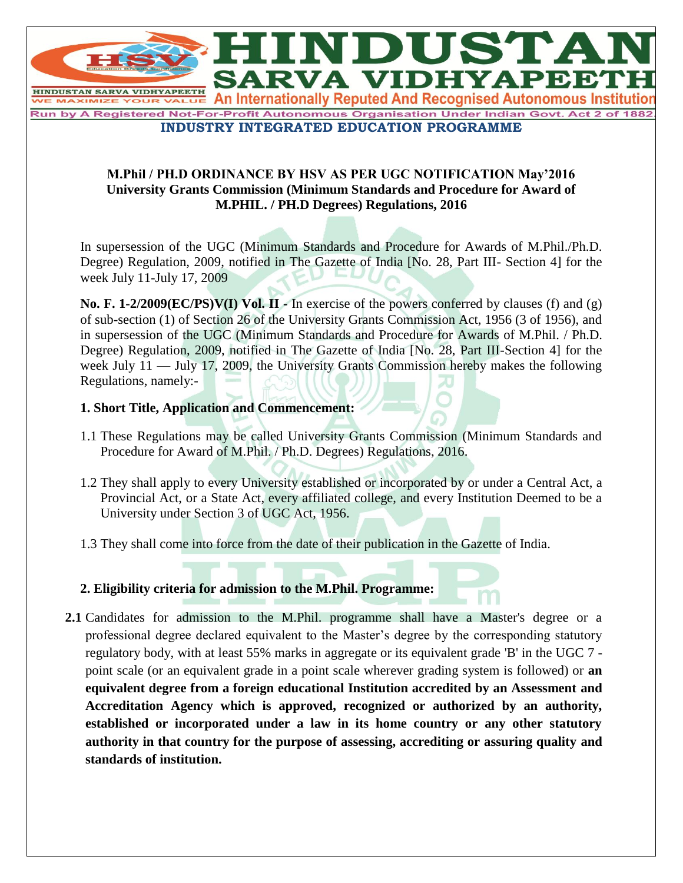# HINDUSTAN SARVA VIDHYAPEETH

An Internationally Reputed And Recognised Autonomous Institution

Run by A Registered Not-For-Profit Autonomous Organisation Under Indian Govt. Act 2 of 1882

**INDUSTRY INTEGRATED EDUCATION PROGRAMME**

**M.Phil / PH.D ORDINANCE BY HSV AS PER UGC NOTIFICATION May'2016**
**University Grants Commission (Minimum Standards and Procedure for Award of M.PHIL. / PH.D Degrees) Regulations, 2016**

In supersession of the UGC (Minimum Standards and Procedure for Awards of M.Phil./Ph.D. Degree) Regulation, 2009, notified in The Gazette of India [No. 28, Part III- Section 4] for the week July 11-July 17, 2009

**No. F. 1-2/2009(EC/PS)V(I) Vol. II -** In exercise of the powers conferred by clauses (f) and (g) of sub-section (1) of Section 26 of the University Grants Commission Act, 1956 (3 of 1956), and in supersession of the UGC (Minimum Standards and Procedure for Awards of M.Phil. / Ph.D. Degree) Regulation, 2009, notified in The Gazette of India [No. 28, Part III-Section 4] for the week July 11 — July 17, 2009, the University Grants Commission hereby makes the following Regulations, namely:-

**1. Short Title, Application and Commencement:**

1.1 These Regulations may be called University Grants Commission (Minimum Standards and Procedure for Award of M.Phil. / Ph.D. Degrees) Regulations, 2016.

1.2 They shall apply to every University established or incorporated by or under a Central Act, a Provincial Act, or a State Act, every affiliated college, and every Institution Deemed to be a University under Section 3 of UGC Act, 1956.

1.3 They shall come into force from the date of their publication in the Gazette of India.

**2. Eligibility criteria for admission to the M.Phil. Programme:**

**2.1** Candidates for admission to the M.Phil. programme shall have a Master's degree or a professional degree declared equivalent to the Master's degree by the corresponding statutory regulatory body, with at least 55% marks in aggregate or its equivalent grade 'B' in the UGC 7 -point scale (or an equivalent grade in a point scale wherever grading system is followed) or **an equivalent degree from a foreign educational Institution accredited by an Assessment and Accreditation Agency which is approved, recognized or authorized by an authority, established or incorporated under a law in its home country or any other statutory authority in that country for the purpose of assessing, accrediting or assuring quality and standards of institution.**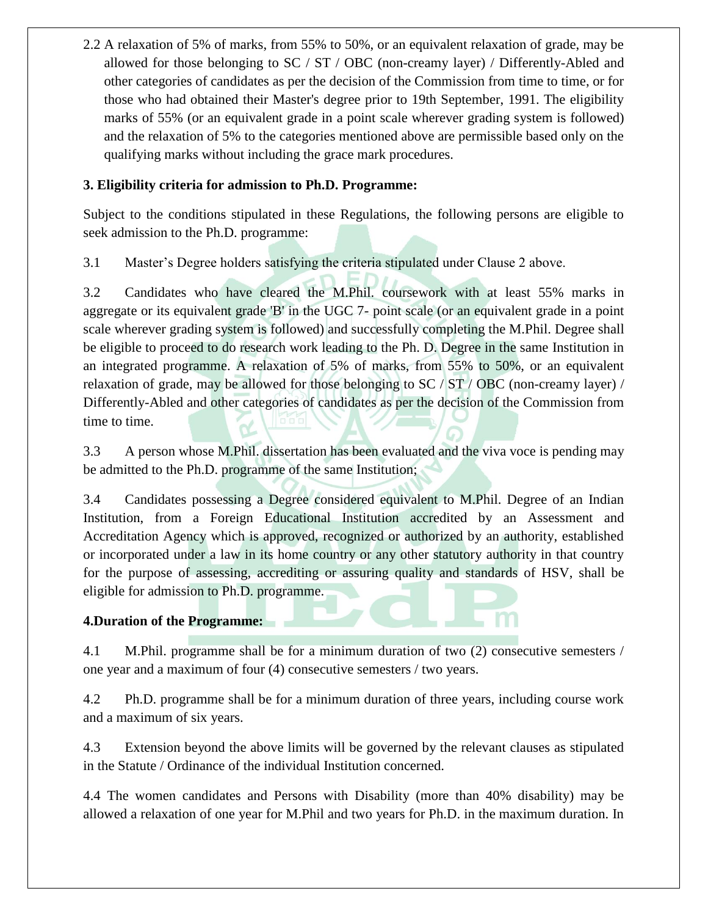2.2 A relaxation of 5% of marks, from 55% to 50%, or an equivalent relaxation of grade, may be allowed for those belonging to SC / ST / OBC (non-creamy layer) / Differently-Abled and other categories of candidates as per the decision of the Commission from time to time, or for those who had obtained their Master's degree prior to 19th September, 1991. The eligibility marks of 55% (or an equivalent grade in a point scale wherever grading system is followed) and the relaxation of 5% to the categories mentioned above are permissible based only on the qualifying marks without including the grace mark procedures.

**3. Eligibility criteria for admission to Ph.D. Programme:**

Subject to the conditions stipulated in these Regulations, the following persons are eligible to seek admission to the Ph.D. programme:

3.1 Master's Degree holders satisfying the criteria stipulated under Clause 2 above.

3.2 Candidates who have cleared the M.Phil. coursework with at least 55% marks in aggregate or its equivalent grade 'B' in the UGC 7- point scale (or an equivalent grade in a point scale wherever grading system is followed) and successfully completing the M.Phil. Degree shall be eligible to proceed to do research work leading to the Ph. D. Degree in the same Institution in an integrated programme. A relaxation of 5% of marks, from 55% to 50%, or an equivalent relaxation of grade, may be allowed for those belonging to SC / ST / OBC (non-creamy layer) / Differently-Abled and other categories of candidates as per the decision of the Commission from time to time.

3.3 A person whose M.Phil. dissertation has been evaluated and the viva voce is pending may be admitted to the Ph.D. programme of the same Institution;

3.4 Candidates possessing a Degree considered equivalent to M.Phil. Degree of an Indian Institution, from a Foreign Educational Institution accredited by an Assessment and Accreditation Agency which is approved, recognized or authorized by an authority, established or incorporated under a law in its home country or any other statutory authority in that country for the purpose of assessing, accrediting or assuring quality and standards of HSV, shall be eligible for admission to Ph.D. programme.

**4.Duration of the Programme:**

4.1 M.Phil. programme shall be for a minimum duration of two (2) consecutive semesters / one year and a maximum of four (4) consecutive semesters / two years.

4.2 Ph.D. programme shall be for a minimum duration of three years, including course work and a maximum of six years.

4.3 Extension beyond the above limits will be governed by the relevant clauses as stipulated in the Statute / Ordinance of the individual Institution concerned.

4.4 The women candidates and Persons with Disability (more than 40% disability) may be allowed a relaxation of one year for M.Phil and two years for Ph.D. in the maximum duration. In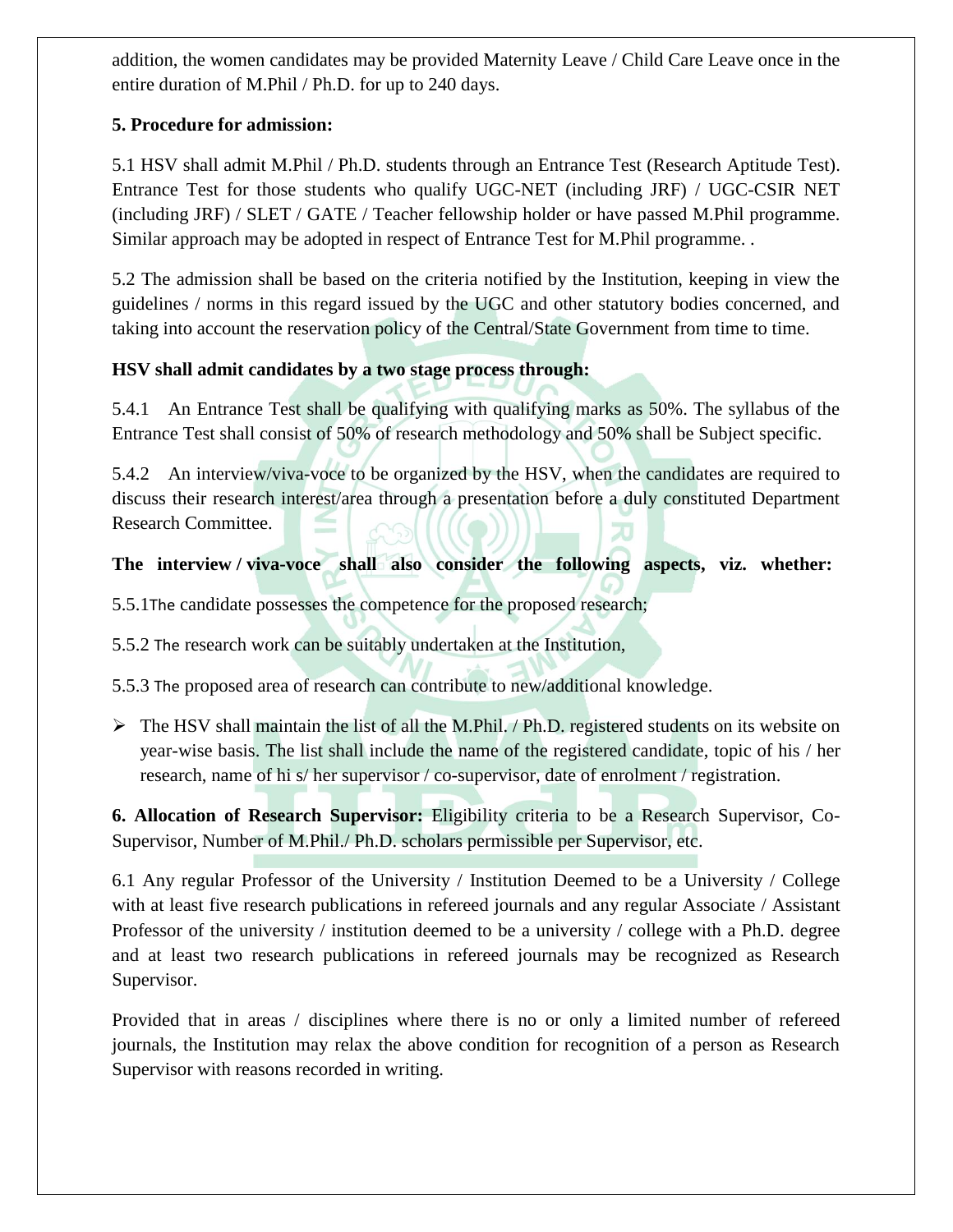addition, the women candidates may be provided Maternity Leave / Child Care Leave once in the entire duration of M.Phil / Ph.D. for up to 240 days.

**5. Procedure for admission:**

5.1 HSV shall admit M.Phil / Ph.D. students through an Entrance Test (Research Aptitude Test). Entrance Test for those students who qualify UGC-NET (including JRF) / UGC-CSIR NET (including JRF) / SLET / GATE / Teacher fellowship holder or have passed M.Phil programme. Similar approach may be adopted in respect of Entrance Test for M.Phil programme. .

5.2 The admission shall be based on the criteria notified by the Institution, keeping in view the guidelines / norms in this regard issued by the UGC and other statutory bodies concerned, and taking into account the reservation policy of the Central/State Government from time to time.

**HSV shall admit candidates by a two stage process through:**

5.4.1 An Entrance Test shall be qualifying with qualifying marks as 50%. The syllabus of the Entrance Test shall consist of 50% of research methodology and 50% shall be Subject specific.

5.4.2 An interview/viva-voce to be organized by the HSV, when the candidates are required to discuss their research interest/area through a presentation before a duly constituted Department Research Committee.

**The interview / viva-voce shall also consider the following aspects, viz. whether:**

5.5.1The candidate possesses the competence for the proposed research;

5.5.2 The research work can be suitably undertaken at the Institution,

5.5.3 The proposed area of research can contribute to new/additional knowledge.

- The HSV shall maintain the list of all the M.Phil. / Ph.D. registered students on its website on year-wise basis. The list shall include the name of the registered candidate, topic of his / her research, name of hi s/ her supervisor / co-supervisor, date of enrolment / registration.

**6. Allocation of Research Supervisor:** Eligibility criteria to be a Research Supervisor, Co-Supervisor, Number of M.Phil./ Ph.D. scholars permissible per Supervisor, etc.

6.1 Any regular Professor of the University / Institution Deemed to be a University / College with at least five research publications in refereed journals and any regular Associate / Assistant Professor of the university / institution deemed to be a university / college with a Ph.D. degree and at least two research publications in refereed journals may be recognized as Research Supervisor.

Provided that in areas / disciplines where there is no or only a limited number of refereed journals, the Institution may relax the above condition for recognition of a person as Research Supervisor with reasons recorded in writing.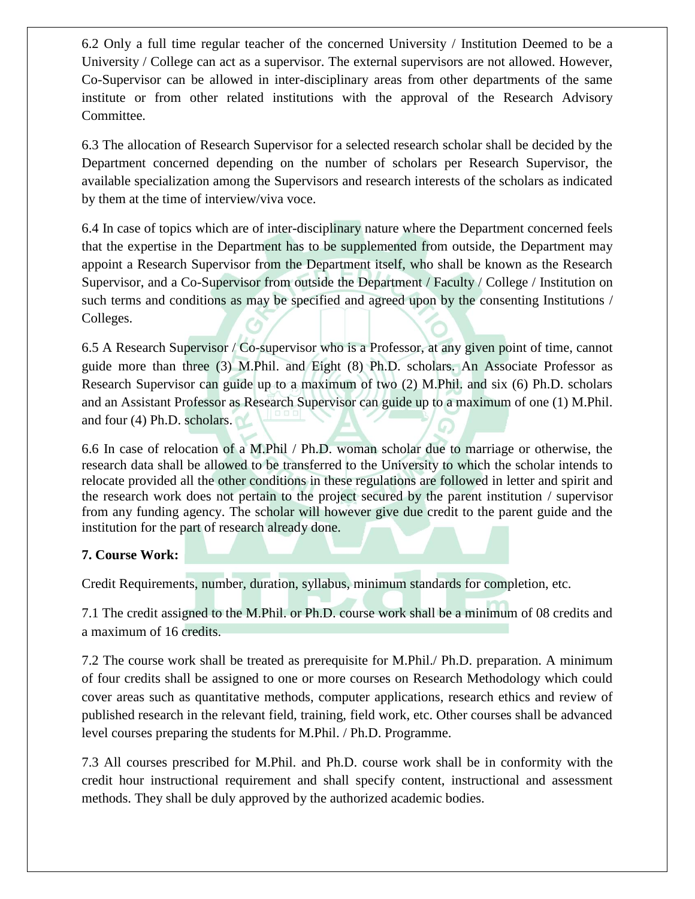6.2 Only a full time regular teacher of the concerned University / Institution Deemed to be a University / College can act as a supervisor. The external supervisors are not allowed. However, Co-Supervisor can be allowed in inter-disciplinary areas from other departments of the same institute or from other related institutions with the approval of the Research Advisory Committee.

6.3 The allocation of Research Supervisor for a selected research scholar shall be decided by the Department concerned depending on the number of scholars per Research Supervisor, the available specialization among the Supervisors and research interests of the scholars as indicated by them at the time of interview/viva voce.

6.4 In case of topics which are of inter-disciplinary nature where the Department concerned feels that the expertise in the Department has to be supplemented from outside, the Department may appoint a Research Supervisor from the Department itself, who shall be known as the Research Supervisor, and a Co-Supervisor from outside the Department / Faculty / College / Institution on such terms and conditions as may be specified and agreed upon by the consenting Institutions / Colleges.

6.5 A Research Supervisor / Co-supervisor who is a Professor, at any given point of time, cannot guide more than three (3) M.Phil. and Eight (8) Ph.D. scholars. An Associate Professor as Research Supervisor can guide up to a maximum of two (2) M.Phil. and six (6) Ph.D. scholars and an Assistant Professor as Research Supervisor can guide up to a maximum of one (1) M.Phil. and four (4) Ph.D. scholars.

6.6 In case of relocation of a M.Phil / Ph.D. woman scholar due to marriage or otherwise, the research data shall be allowed to be transferred to the University to which the scholar intends to relocate provided all the other conditions in these regulations are followed in letter and spirit and the research work does not pertain to the project secured by the parent institution / supervisor from any funding agency. The scholar will however give due credit to the parent guide and the institution for the part of research already done.

**7. Course Work:**

Credit Requirements, number, duration, syllabus, minimum standards for completion, etc.

7.1 The credit assigned to the M.Phil. or Ph.D. course work shall be a minimum of 08 credits and a maximum of 16 credits.

7.2 The course work shall be treated as prerequisite for M.Phil./ Ph.D. preparation. A minimum of four credits shall be assigned to one or more courses on Research Methodology which could cover areas such as quantitative methods, computer applications, research ethics and review of published research in the relevant field, training, field work, etc. Other courses shall be advanced level courses preparing the students for M.Phil. / Ph.D. Programme.

7.3 All courses prescribed for M.Phil. and Ph.D. course work shall be in conformity with the credit hour instructional requirement and shall specify content, instructional and assessment methods. They shall be duly approved by the authorized academic bodies.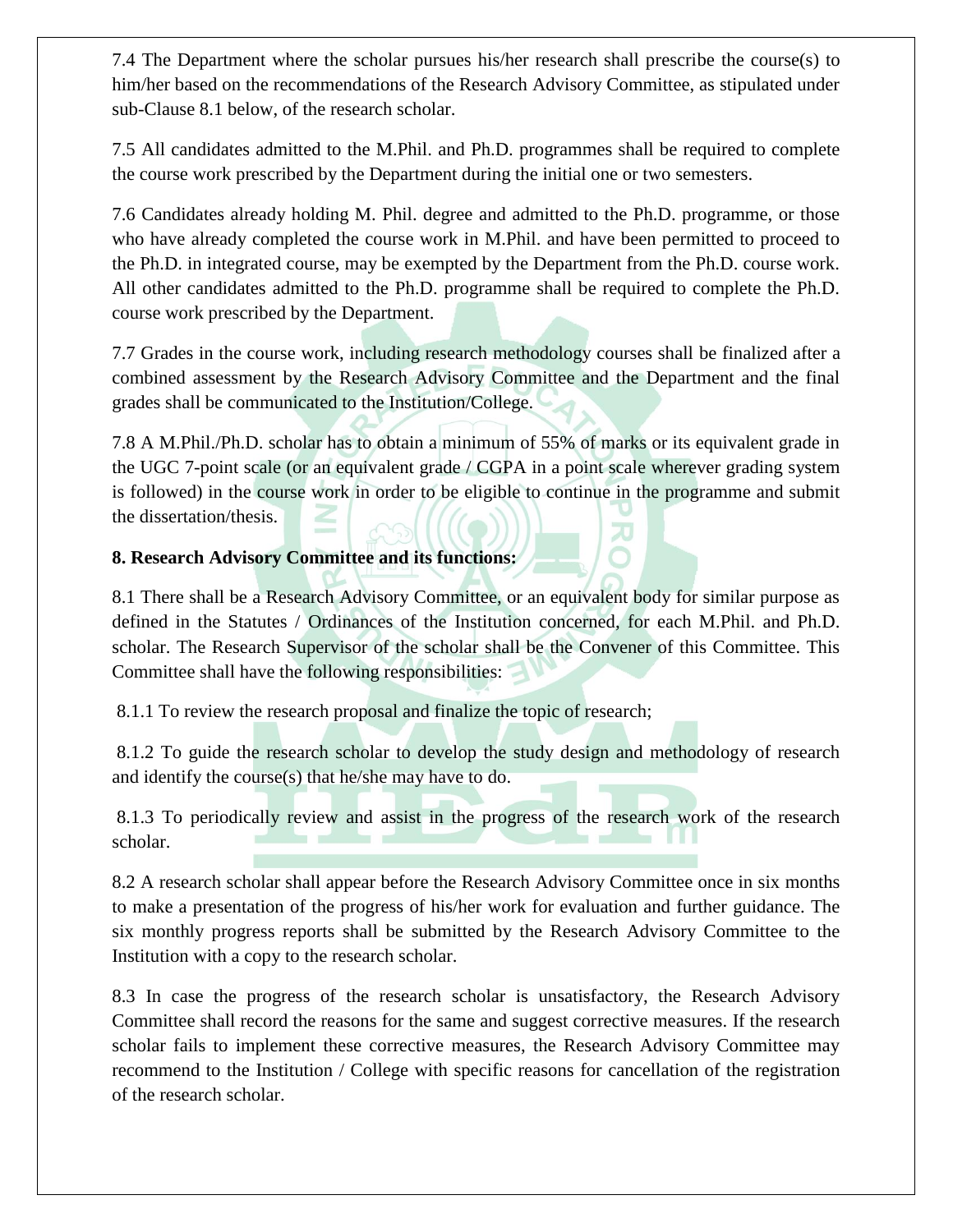7.4 The Department where the scholar pursues his/her research shall prescribe the course(s) to him/her based on the recommendations of the Research Advisory Committee, as stipulated under sub-Clause 8.1 below, of the research scholar.

7.5 All candidates admitted to the M.Phil. and Ph.D. programmes shall be required to complete the course work prescribed by the Department during the initial one or two semesters.

7.6 Candidates already holding M. Phil. degree and admitted to the Ph.D. programme, or those who have already completed the course work in M.Phil. and have been permitted to proceed to the Ph.D. in integrated course, may be exempted by the Department from the Ph.D. course work. All other candidates admitted to the Ph.D. programme shall be required to complete the Ph.D. course work prescribed by the Department.

7.7 Grades in the course work, including research methodology courses shall be finalized after a combined assessment by the Research Advisory Committee and the Department and the final grades shall be communicated to the Institution/College.

7.8 A M.Phil./Ph.D. scholar has to obtain a minimum of 55% of marks or its equivalent grade in the UGC 7-point scale (or an equivalent grade / CGPA in a point scale wherever grading system is followed) in the course work in order to be eligible to continue in the programme and submit the dissertation/thesis.

**8. Research Advisory Committee and its functions:**

8.1 There shall be a Research Advisory Committee, or an equivalent body for similar purpose as defined in the Statutes / Ordinances of the Institution concerned, for each M.Phil. and Ph.D. scholar. The Research Supervisor of the scholar shall be the Convener of this Committee. This Committee shall have the following responsibilities:

8.1.1 To review the research proposal and finalize the topic of research;

8.1.2 To guide the research scholar to develop the study design and methodology of research and identify the course(s) that he/she may have to do.

8.1.3 To periodically review and assist in the progress of the research work of the research scholar.

8.2 A research scholar shall appear before the Research Advisory Committee once in six months to make a presentation of the progress of his/her work for evaluation and further guidance. The six monthly progress reports shall be submitted by the Research Advisory Committee to the Institution with a copy to the research scholar.

8.3 In case the progress of the research scholar is unsatisfactory, the Research Advisory Committee shall record the reasons for the same and suggest corrective measures. If the research scholar fails to implement these corrective measures, the Research Advisory Committee may recommend to the Institution / College with specific reasons for cancellation of the registration of the research scholar.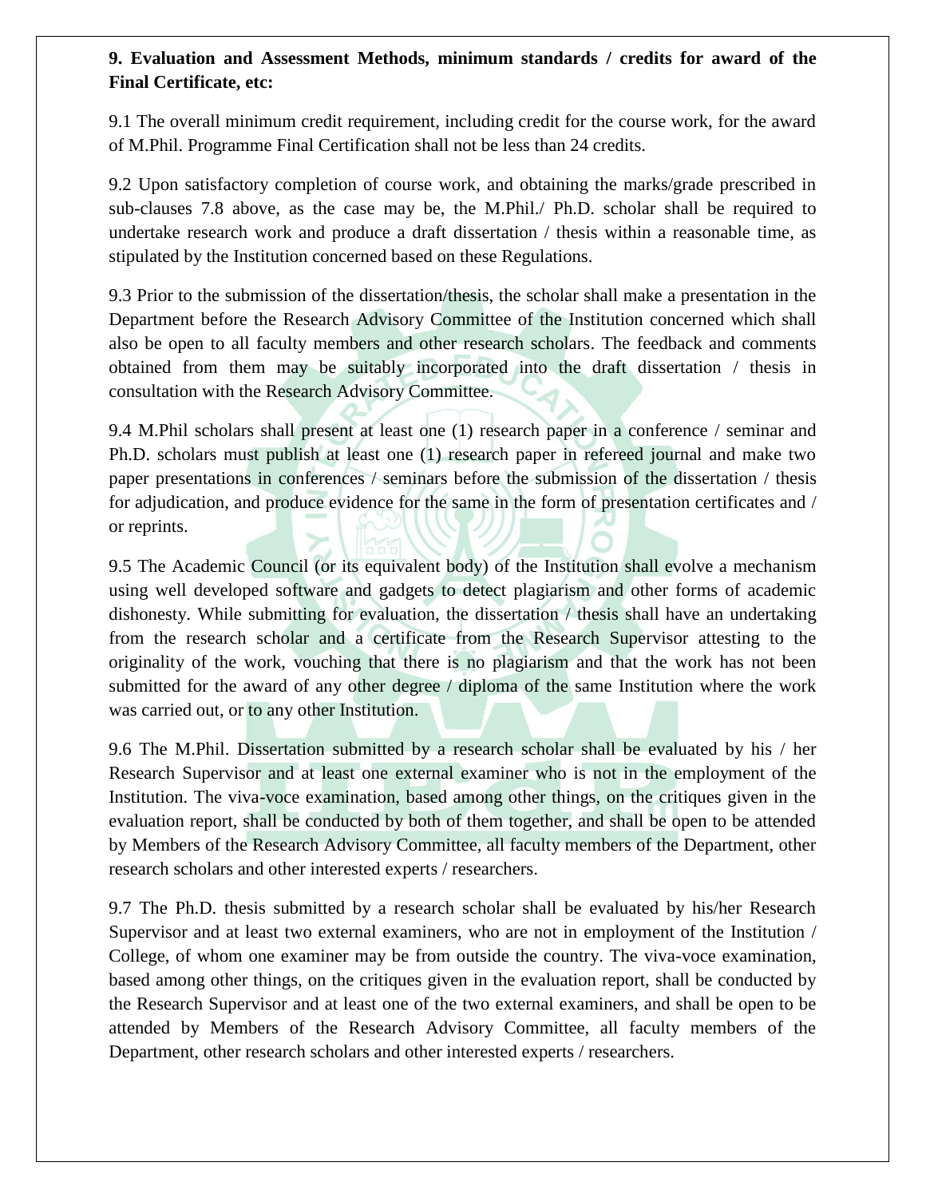**9. Evaluation and Assessment Methods, minimum standards / credits for award of the Final Certificate, etc:**

9.1 The overall minimum credit requirement, including credit for the course work, for the award of M.Phil. Programme Final Certification shall not be less than 24 credits.

9.2 Upon satisfactory completion of course work, and obtaining the marks/grade prescribed in sub-clauses 7.8 above, as the case may be, the M.Phil./ Ph.D. scholar shall be required to undertake research work and produce a draft dissertation / thesis within a reasonable time, as stipulated by the Institution concerned based on these Regulations.

9.3 Prior to the submission of the dissertation/thesis, the scholar shall make a presentation in the Department before the Research Advisory Committee of the Institution concerned which shall also be open to all faculty members and other research scholars. The feedback and comments obtained from them may be suitably incorporated into the draft dissertation / thesis in consultation with the Research Advisory Committee.

9.4 M.Phil scholars shall present at least one (1) research paper in a conference / seminar and Ph.D. scholars must publish at least one (1) research paper in refereed journal and make two paper presentations in conferences / seminars before the submission of the dissertation / thesis for adjudication, and produce evidence for the same in the form of presentation certificates and / or reprints.

9.5 The Academic Council (or its equivalent body) of the Institution shall evolve a mechanism using well developed software and gadgets to detect plagiarism and other forms of academic dishonesty. While submitting for evaluation, the dissertation / thesis shall have an undertaking from the research scholar and a certificate from the Research Supervisor attesting to the originality of the work, vouching that there is no plagiarism and that the work has not been submitted for the award of any other degree / diploma of the same Institution where the work was carried out, or to any other Institution.

9.6 The M.Phil. Dissertation submitted by a research scholar shall be evaluated by his / her Research Supervisor and at least one external examiner who is not in the employment of the Institution. The viva-voce examination, based among other things, on the critiques given in the evaluation report, shall be conducted by both of them together, and shall be open to be attended by Members of the Research Advisory Committee, all faculty members of the Department, other research scholars and other interested experts / researchers.

9.7 The Ph.D. thesis submitted by a research scholar shall be evaluated by his/her Research Supervisor and at least two external examiners, who are not in employment of the Institution / College, of whom one examiner may be from outside the country. The viva-voce examination, based among other things, on the critiques given in the evaluation report, shall be conducted by the Research Supervisor and at least one of the two external examiners, and shall be open to be attended by Members of the Research Advisory Committee, all faculty members of the Department, other research scholars and other interested experts / researchers.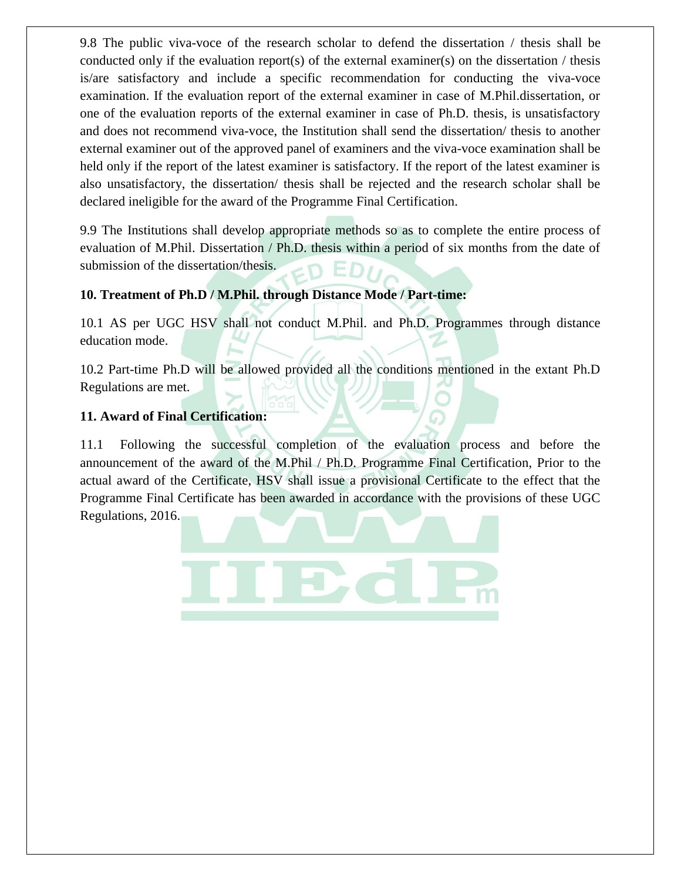9.8 The public viva-voce of the research scholar to defend the dissertation / thesis shall be conducted only if the evaluation report(s) of the external examiner(s) on the dissertation / thesis is/are satisfactory and include a specific recommendation for conducting the viva-voce examination. If the evaluation report of the external examiner in case of M.Phil.dissertation, or one of the evaluation reports of the external examiner in case of Ph.D. thesis, is unsatisfactory and does not recommend viva-voce, the Institution shall send the dissertation/ thesis to another external examiner out of the approved panel of examiners and the viva-voce examination shall be held only if the report of the latest examiner is satisfactory. If the report of the latest examiner is also unsatisfactory, the dissertation/ thesis shall be rejected and the research scholar shall be declared ineligible for the award of the Programme Final Certification.

9.9 The Institutions shall develop appropriate methods so as to complete the entire process of evaluation of M.Phil. Dissertation / Ph.D. thesis within a period of six months from the date of submission of the dissertation/thesis.

**10. Treatment of Ph.D / M.Phil. through Distance Mode / Part-time:**

10.1 AS per UGC HSV shall not conduct M.Phil. and Ph.D. Programmes through distance education mode.

10.2 Part-time Ph.D will be allowed provided all the conditions mentioned in the extant Ph.D Regulations are met.

**11. Award of Final Certification:**

11.1 Following the successful completion of the evaluation process and before the announcement of the award of the M.Phil / Ph.D. Programme Final Certification, Prior to the actual award of the Certificate, HSV shall issue a provisional Certificate to the effect that the Programme Final Certificate has been awarded in accordance with the provisions of these UGC Regulations, 2016.